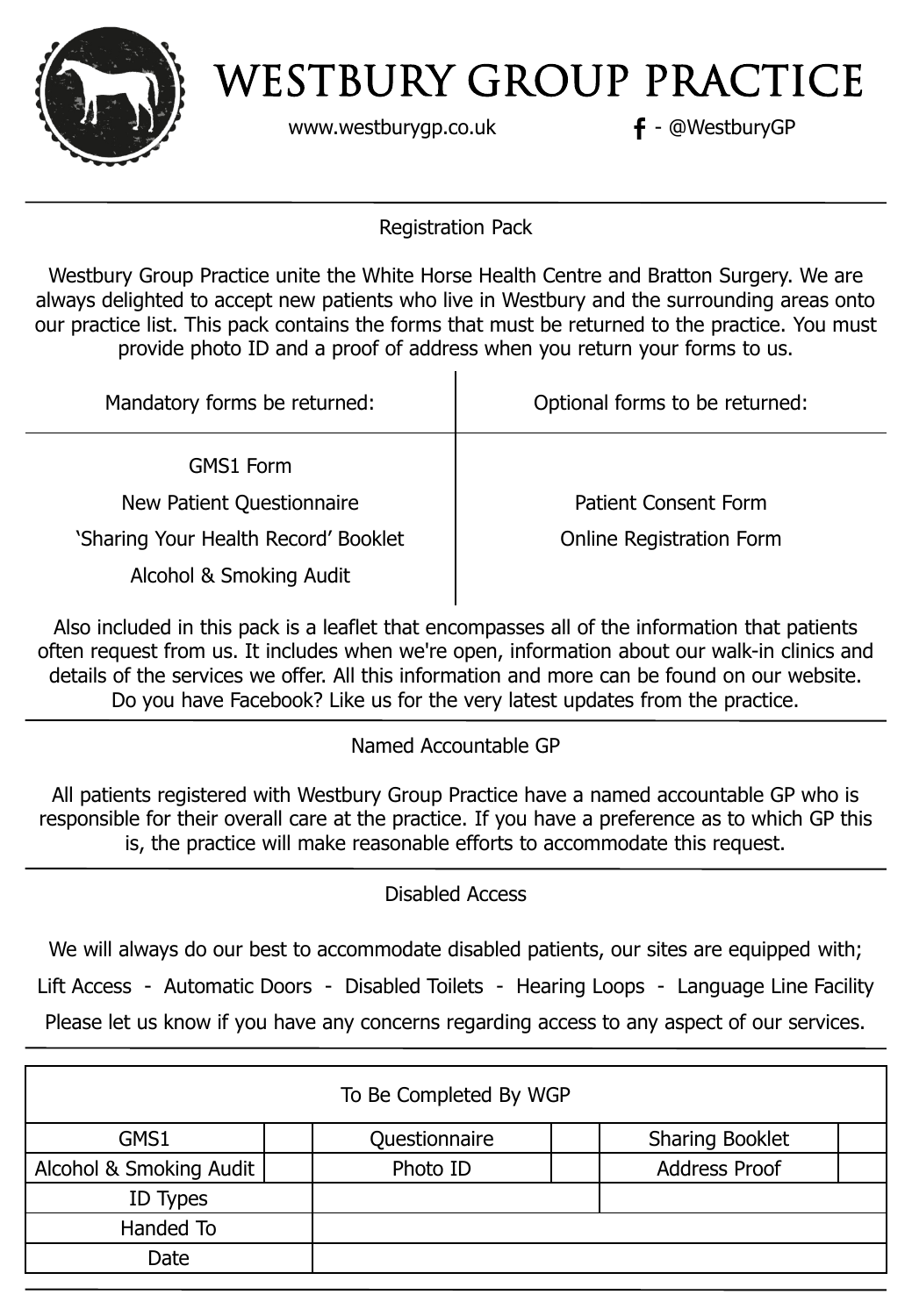# WESTBURY GROUP PRACTICE

www.westburygp.co.uk f - @WestburyGP

## Registration Pack

Westbury Group Practice unite the White Horse Health Centre and Bratton Surgery. We are always delighted to accept new patients who live in Westbury and the surrounding areas onto our practice list. This pack contains the forms that must be returned to the practice. You must provide photo ID and a proof of address when you return your forms to us.

| Mandatory forms be returned: | Optional forms to be returned: |
|---|---|
| GMS1 Form | Patient Consent Form |
| New Patient Questionnaire | Online Registration Form |
| 'Sharing Your Health Record' Booklet | |
| Alcohol & Smoking Audit | |

Also included in this pack is a leaflet that encompasses all of the information that patients often request from us. It includes when we're open, information about our walk-in clinics and details of the services we offer. All this information and more can be found on our website. Do you have Facebook? Like us for the very latest updates from the practice.

## Named Accountable GP

All patients registered with Westbury Group Practice have a named accountable GP who is responsible for their overall care at the practice. If you have a preference as to which GP this is, the practice will make reasonable efforts to accommodate this request.

## Disabled Access

We will always do our best to accommodate disabled patients, our sites are equipped with;

Lift Access - Automatic Doors - Disabled Toilets - Hearing Loops - Language Line Facility

Please let us know if you have any concerns regarding access to any aspect of our services.

| To Be Completed By WGP | | | | | |
|---|---|---|---|---|---|
| GMS1 | | Questionnaire | | Sharing Booklet | |
| Alcohol & Smoking Audit | | Photo ID | | Address Proof | |
| ID Types | | | | | |
| Handed To | | | | | |
| Date | | | | | |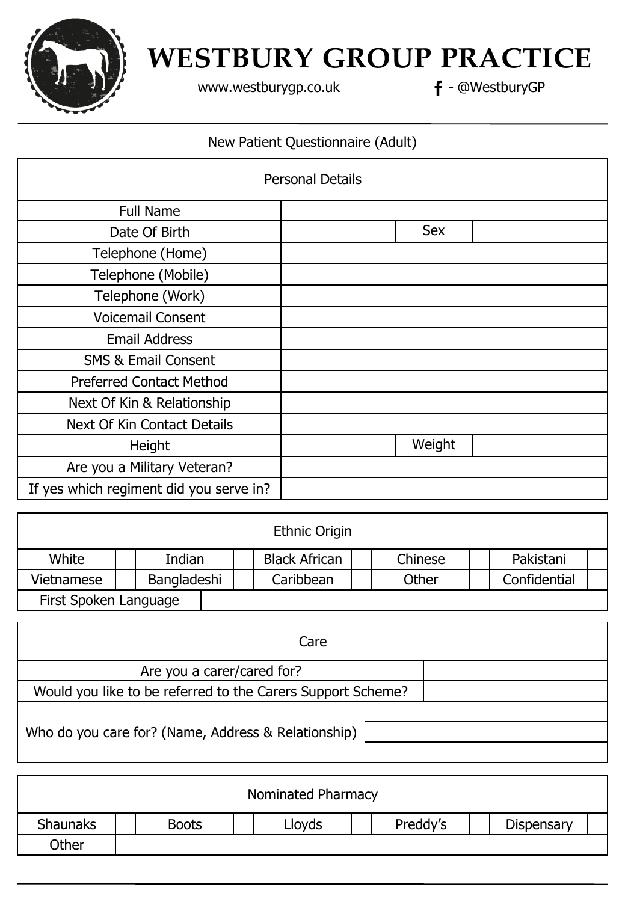# WESTBURY GROUP PRACTICE

www.westburygp.co.uk — f - @WestburyGP

New Patient Questionnaire (Adult)

| Personal Details | | | |
|---|---|---|---|
| Full Name | | | |
| Date Of Birth | | Sex | |
| Telephone (Home) | | | |
| Telephone (Mobile) | | | |
| Telephone (Work) | | | |
| Voicemail Consent | | | |
| Email Address | | | |
| SMS & Email Consent | | | |
| Preferred Contact Method | | | |
| Next Of Kin & Relationship | | | |
| Next Of Kin Contact Details | | | |
| Height | | Weight | |
| Are you a Military Veteran? | | | |
| If yes which regiment did you serve in? | | | |

| Ethnic Origin | | | | | | | | | |
|---|---|---|---|---|---|---|---|---|---|
| White | | Indian | | Black African | | Chinese | | Pakistani | |
| Vietnamese | | Bangladeshi | | Caribbean | | Other | | Confidential | |
| First Spoken Language | | | | | | | | | |

| Care | |
|---|---|
| Are you a carer/cared for? | |
| Would you like to be referred to the Carers Support Scheme? | |
| Who do you care for? (Name, Address & Relationship) | |
| | |
| | |

| Nominated Pharmacy | | | | | | | | | |
|---|---|---|---|---|---|---|---|---|---|
| Shaunaks | | Boots | | Lloyds | | Preddy's | | Dispensary | |
| Other | | | | | | | | | |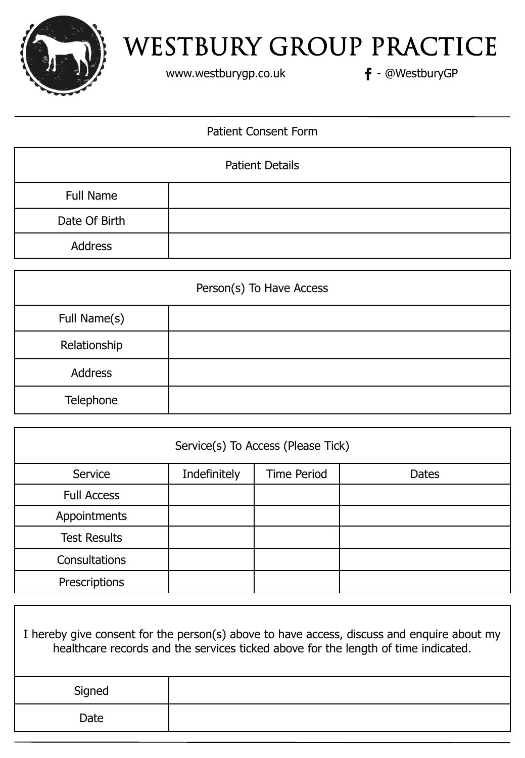# WESTBURY GROUP PRACTICE

www.westburygp.co.uk — f - @WestburyGP

Patient Consent Form

| Patient Details | |
|---|---|
| Full Name | |
| Date Of Birth | |
| Address | |

| Person(s) To Have Access | |
|---|---|
| Full Name(s) | |
| Relationship | |
| Address | |
| Telephone | |

| Service(s) To Access (Please Tick) | | | |
|---|---|---|---|
| Service | Indefinitely | Time Period | Dates |
| Full Access | | | |
| Appointments | | | |
| Test Results | | | |
| Consultations | | | |
| Prescriptions | | | |

I hereby give consent for the person(s) above to have access, discuss and enquire about my healthcare records and the services ticked above for the length of time indicated.

| | |
|---|---|
| Signed | |
| Date | |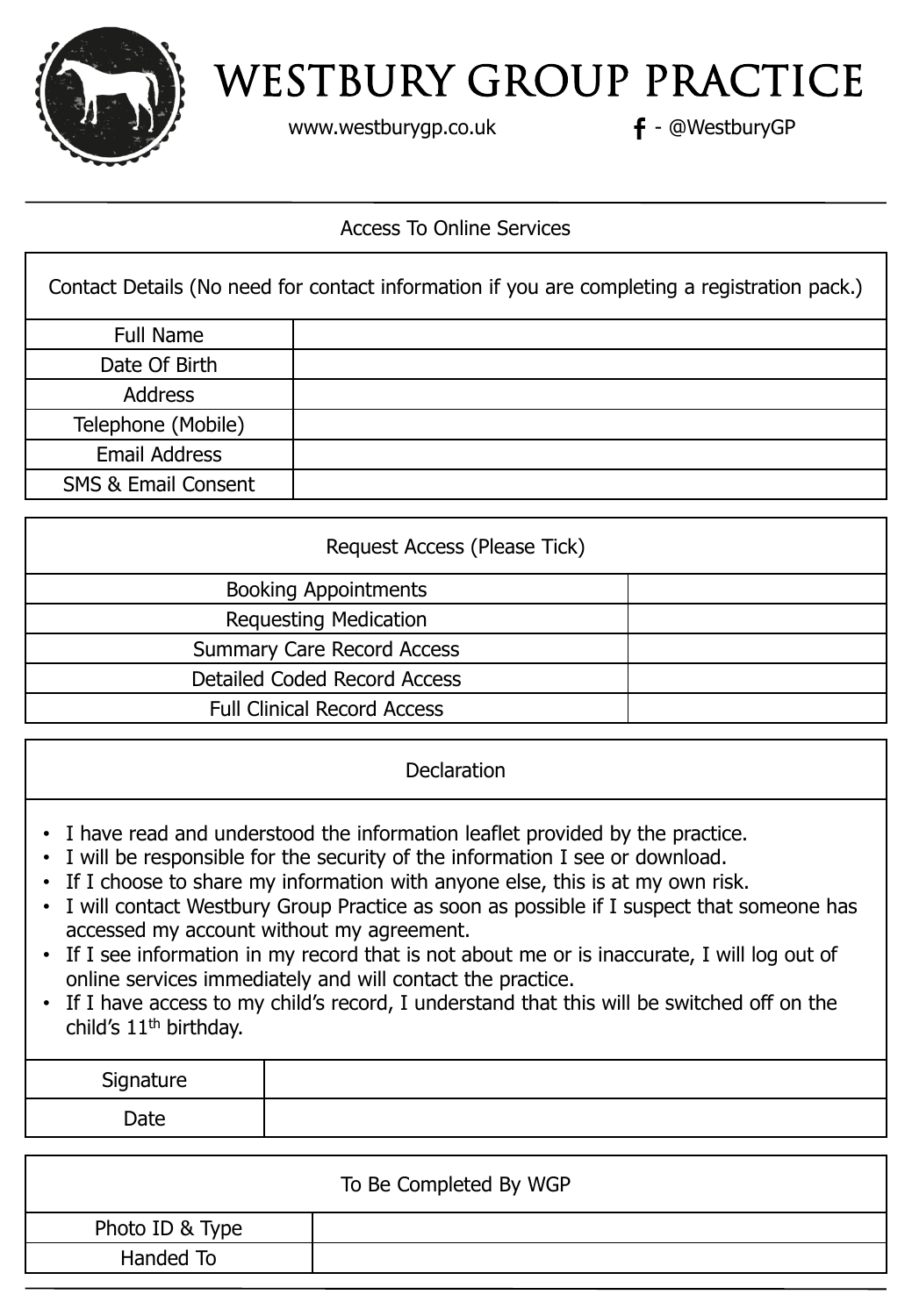# WESTBURY GROUP PRACTICE

www.westburygp.co.uk f - @WestburyGP

## Access To Online Services

| Contact Details (No need for contact information if you are completing a registration pack.) | |
|---|---|
| Full Name | |
| Date Of Birth | |
| Address | |
| Telephone (Mobile) | |
| Email Address | |
| SMS & Email Consent | |

| Request Access (Please Tick) | |
|---|---|
| Booking Appointments | |
| Requesting Medication | |
| Summary Care Record Access | |
| Detailed Coded Record Access | |
| Full Clinical Record Access | |

### Declaration

- I have read and understood the information leaflet provided by the practice.
- I will be responsible for the security of the information I see or download.
- If I choose to share my information with anyone else, this is at my own risk.
- I will contact Westbury Group Practice as soon as possible if I suspect that someone has accessed my account without my agreement.
- If I see information in my record that is not about me or is inaccurate, I will log out of online services immediately and will contact the practice.
- If I have access to my child's record, I understand that this will be switched off on the child's 11th birthday.

| Signature | |
|---|---|
| Date | |

| To Be Completed By WGP | |
|---|---|
| Photo ID & Type | |
| Handed To | |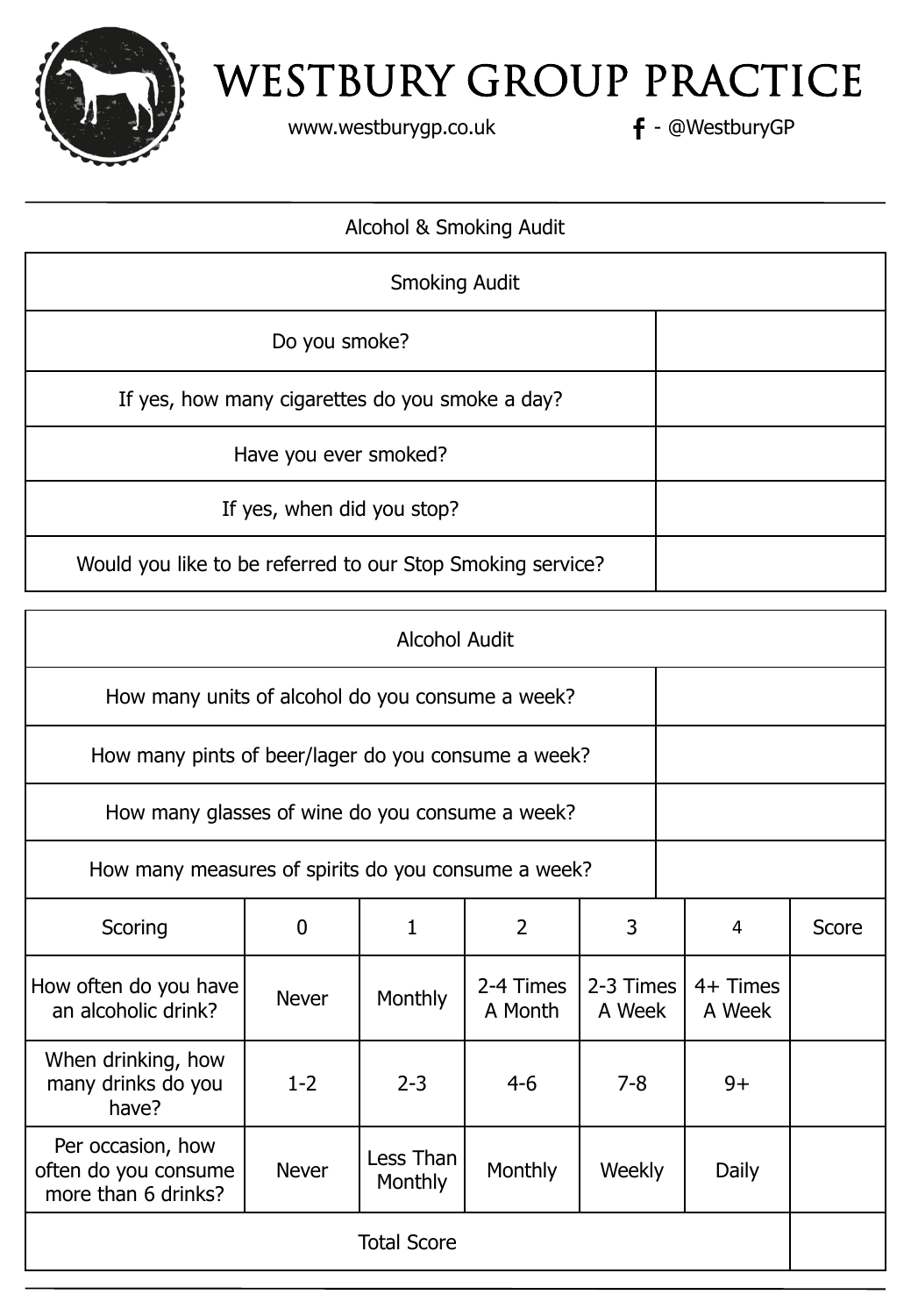# WESTBURY GROUP PRACTICE

www.westburygp.co.uk - @WestburyGP

Alcohol & Smoking Audit

| Smoking Audit | |
|---|---|
| Do you smoke? | |
| If yes, how many cigarettes do you smoke a day? | |
| Have you ever smoked? | |
| If yes, when did you stop? | |
| Would you like to be referred to our Stop Smoking service? | |

| Alcohol Audit | | | | | | |
|---|---|---|---|---|---|---|
| How many units of alcohol do you consume a week? | | | | | | |
| How many pints of beer/lager do you consume a week? | | | | | | |
| How many glasses of wine do you consume a week? | | | | | | |
| How many measures of spirits do you consume a week? | | | | | | |
| Scoring | 0 | 1 | 2 | 3 | 4 | Score |
| How often do you have an alcoholic drink? | Never | Monthly | 2-4 Times A Month | 2-3 Times A Week | 4+ Times A Week | |
| When drinking, how many drinks do you have? | 1-2 | 2-3 | 4-6 | 7-8 | 9+ | |
| Per occasion, how often do you consume more than 6 drinks? | Never | Less Than Monthly | Monthly | Weekly | Daily | |
| Total Score | | | | | | |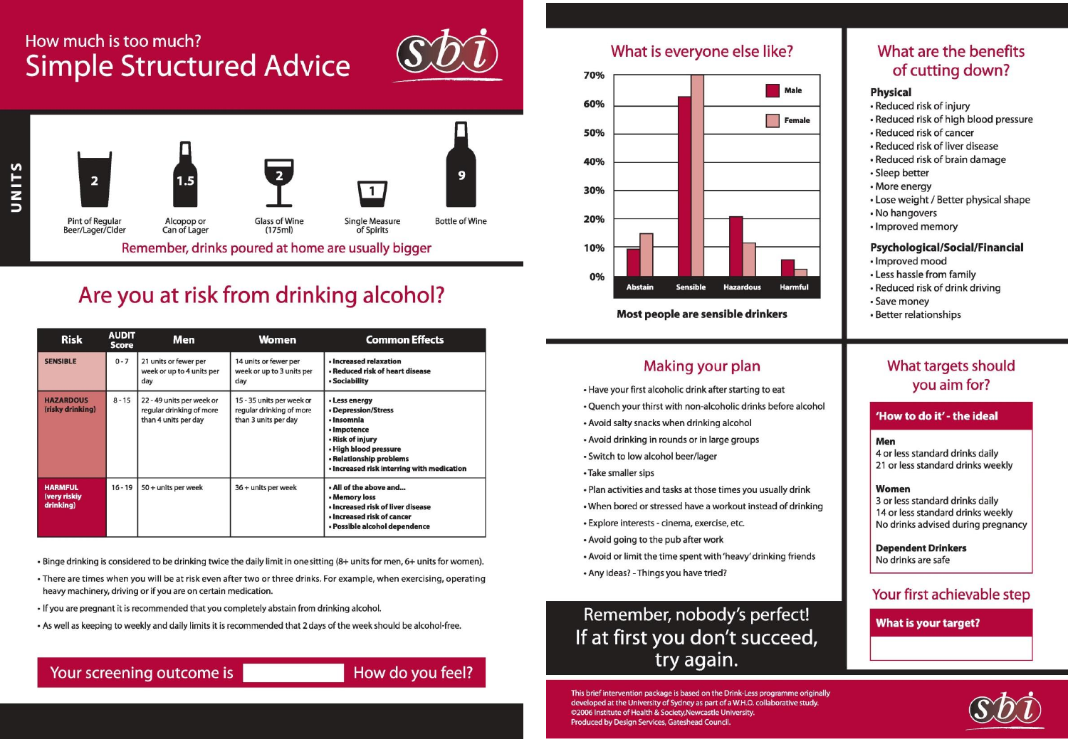How much is too much?

# Simple Structured Advice

sbi

## UNITS

- **2** — Pint of Regular Beer/Lager/Cider
- **1.5** — Alcopop or Can of Lager
- **2** — Glass of Wine (175ml)
- **1** — Single Measure of Spirits
- **9** — Bottle of Wine

Remember, drinks poured at home are usually bigger

## Are you at risk from drinking alcohol?

| Risk | AUDIT Score | Men | Women | Common Effects |
|---|---|---|---|---|
| SENSIBLE | 0 - 7 | 21 units or fewer per week or up to 4 units per day | 14 units or fewer per week or up to 3 units per day | • Increased relaxation<br>• Reduced risk of heart disease<br>• Sociability |
| HAZARDOUS (risky drinking) | 8 - 15 | 22 - 49 units per week or regular drinking of more than 4 units per day | 15 - 35 units per week or regular drinking of more than 3 units per day | • Less energy<br>• Depression/Stress<br>• Insomnia<br>• Impotence<br>• Risk of injury<br>• High blood pressure<br>• Relationship problems<br>• Increased risk interring with medication |
| HARMFUL (very risky drinking) | 16 - 19 | 50 + units per week | 36 + units per week | • All of the above and...<br>• Memory loss<br>• Increased risk of liver disease<br>• Increased risk of cancer<br>• Possible alcohol dependence |

- Binge drinking is considered to be drinking twice the daily limit in one sitting (8+ units for men, 6+ units for women).
- There are times when you will be at risk even after two or three drinks. For example, when exercising, operating heavy machinery, driving or if you are on certain medication.
- If you are pregnant it is recommended that you completely abstain from drinking alcohol.
- As well as keeping to weekly and daily limits it is recommended that 2 days of the week should be alcohol-free.

Your screening outcome is ______ How do you feel?

## What is everyone else like?

Bar chart (Male / Female) with y-axis 0%–70%; categories: Abstain, Sensible, Hazardous, Harmful.

**Most people are sensible drinkers**

## What are the benefits of cutting down?

**Physical**
- Reduced risk of injury
- Reduced risk of high blood pressure
- Reduced risk of cancer
- Reduced risk of liver disease
- Reduced risk of brain damage
- Sleep better
- More energy
- Lose weight / Better physical shape
- No hangovers
- Improved memory

**Psychological/Social/Financial**
- Improved mood
- Less hassle from family
- Reduced risk of drink driving
- Save money
- Better relationships

## Making your plan

- Have your first alcoholic drink after starting to eat
- Quench your thirst with non-alcoholic drinks before alcohol
- Avoid salty snacks when drinking alcohol
- Avoid drinking in rounds or in large groups
- Switch to low alcohol beer/lager
- Take smaller sips
- Plan activities and tasks at those times you usually drink
- When bored or stressed have a workout instead of drinking
- Explore interests - cinema, exercise, etc.
- Avoid going to the pub after work
- Avoid or limit the time spent with 'heavy' drinking friends
- Any ideas? - Things you have tried?

Remember, nobody's perfect!
If at first you don't succeed, try again.

## What targets should you aim for?

**'How to do it' - the ideal**

**Men**
4 or less standard drinks daily
21 or less standard drinks weekly

**Women**
3 or less standard drinks daily
14 or less standard drinks weekly
No drinks advised during pregnancy

**Dependent Drinkers**
No drinks are safe

## Your first achievable step

**What is your target?**

This brief intervention package is based on the Drink-Less programme originally developed at the University of Sydney as part of a W.H.O. collaborative study.
©2006 Institute of Health & Society, Newcastle University.
Produced by Design Services, Gateshead Council.

sbi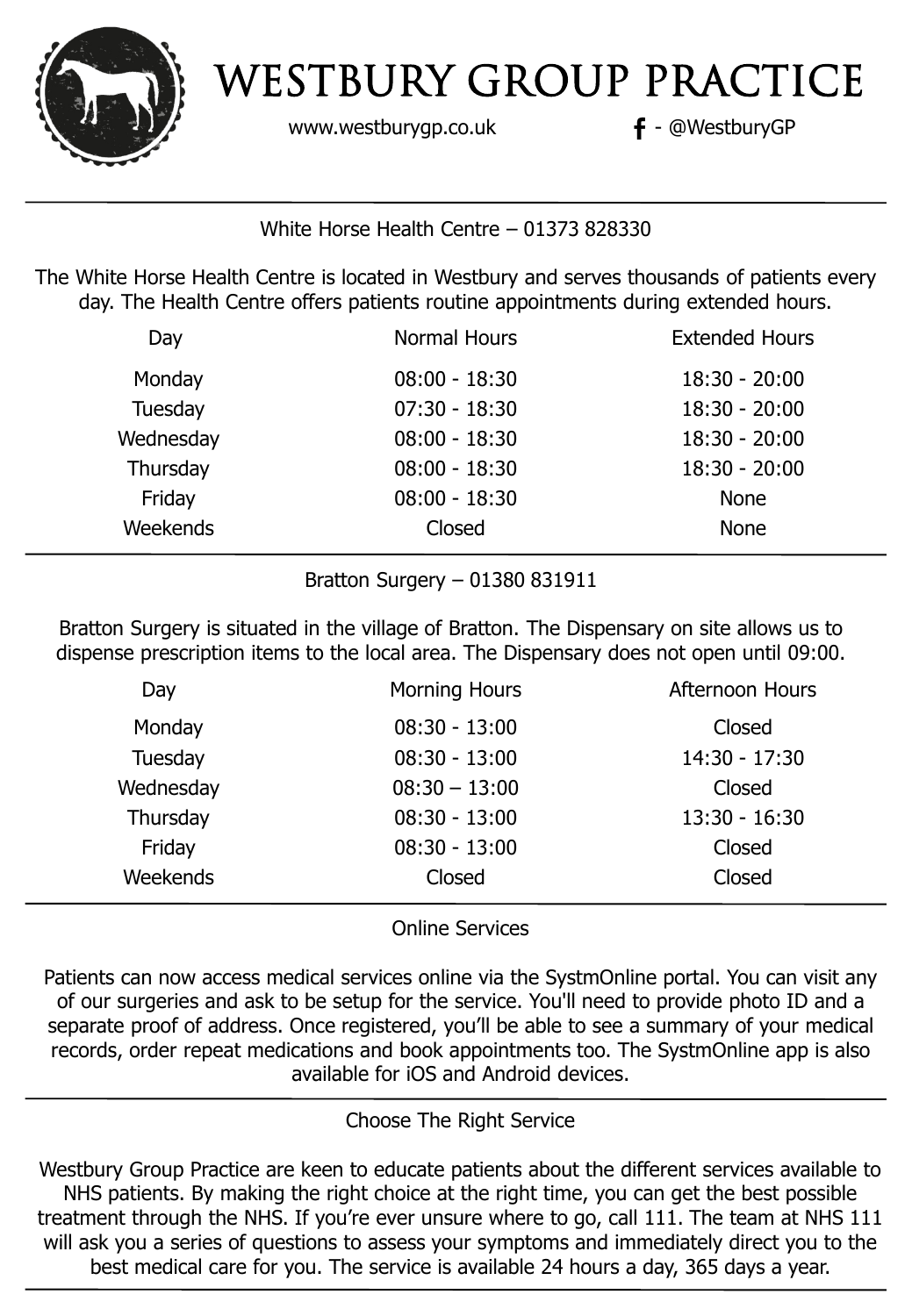# WESTBURY GROUP PRACTICE

www.westburygp.co.uk f - @WestburyGP

## White Horse Health Centre – 01373 828330

The White Horse Health Centre is located in Westbury and serves thousands of patients every day. The Health Centre offers patients routine appointments during extended hours.

| Day | Normal Hours | Extended Hours |
|---|---|---|
| Monday | 08:00 - 18:30 | 18:30 - 20:00 |
| Tuesday | 07:30 - 18:30 | 18:30 - 20:00 |
| Wednesday | 08:00 - 18:30 | 18:30 - 20:00 |
| Thursday | 08:00 - 18:30 | 18:30 - 20:00 |
| Friday | 08:00 - 18:30 | None |
| Weekends | Closed | None |

## Bratton Surgery – 01380 831911

Bratton Surgery is situated in the village of Bratton. The Dispensary on site allows us to dispense prescription items to the local area. The Dispensary does not open until 09:00.

| Day | Morning Hours | Afternoon Hours |
|---|---|---|
| Monday | 08:30 - 13:00 | Closed |
| Tuesday | 08:30 - 13:00 | 14:30 - 17:30 |
| Wednesday | 08:30 – 13:00 | Closed |
| Thursday | 08:30 - 13:00 | 13:30 - 16:30 |
| Friday | 08:30 - 13:00 | Closed |
| Weekends | Closed | Closed |

## Online Services

Patients can now access medical services online via the SystmOnline portal. You can visit any of our surgeries and ask to be setup for the service. You'll need to provide photo ID and a separate proof of address. Once registered, you'll be able to see a summary of your medical records, order repeat medications and book appointments too. The SystmOnline app is also available for iOS and Android devices.

## Choose The Right Service

Westbury Group Practice are keen to educate patients about the different services available to NHS patients. By making the right choice at the right time, you can get the best possible treatment through the NHS. If you're ever unsure where to go, call 111. The team at NHS 111 will ask you a series of questions to assess your symptoms and immediately direct you to the best medical care for you. The service is available 24 hours a day, 365 days a year.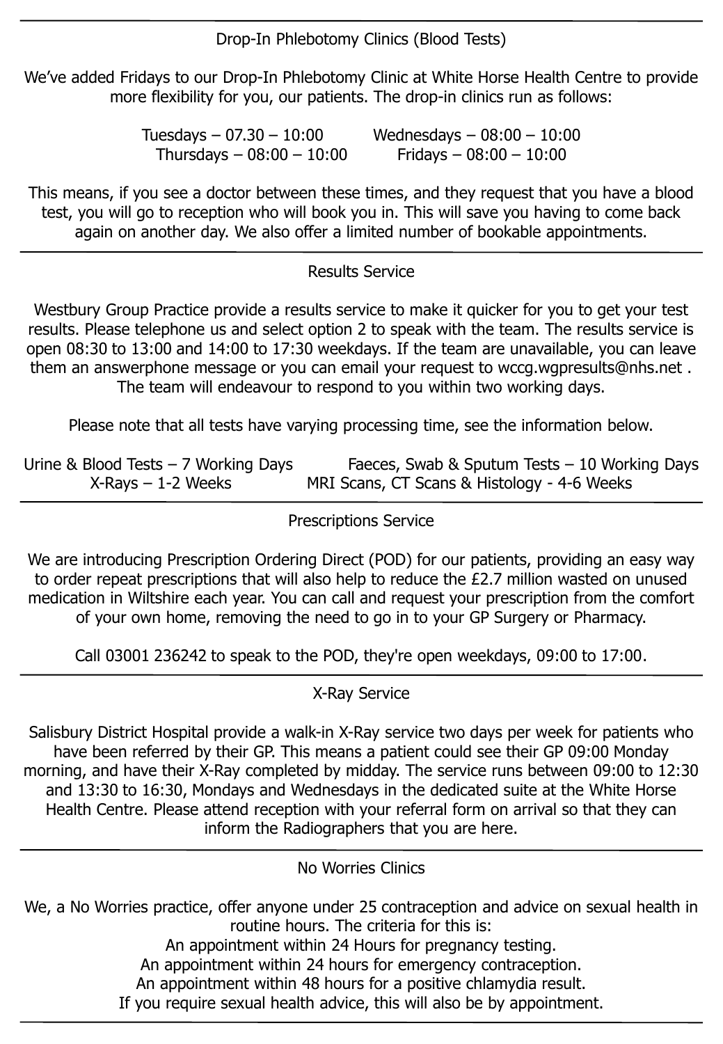## Drop-In Phlebotomy Clinics (Blood Tests)

We've added Fridays to our Drop-In Phlebotomy Clinic at White Horse Health Centre to provide more flexibility for you, our patients. The drop-in clinics run as follows:

Tuesdays – 07.30 – 10:00
Wednesdays – 08:00 – 10:00
Thursdays – 08:00 – 10:00
Fridays – 08:00 – 10:00

This means, if you see a doctor between these times, and they request that you have a blood test, you will go to reception who will book you in. This will save you having to come back again on another day. We also offer a limited number of bookable appointments.

## Results Service

Westbury Group Practice provide a results service to make it quicker for you to get your test results. Please telephone us and select option 2 to speak with the team. The results service is open 08:30 to 13:00 and 14:00 to 17:30 weekdays. If the team are unavailable, you can leave them an answerphone message or you can email your request to wccg.wgpresults@nhs.net . The team will endeavour to respond to you within two working days.

Please note that all tests have varying processing time, see the information below.

Urine & Blood Tests – 7 Working Days
Faeces, Swab & Sputum Tests – 10 Working Days
X-Rays – 1-2 Weeks
MRI Scans, CT Scans & Histology - 4-6 Weeks

## Prescriptions Service

We are introducing Prescription Ordering Direct (POD) for our patients, providing an easy way to order repeat prescriptions that will also help to reduce the £2.7 million wasted on unused medication in Wiltshire each year. You can call and request your prescription from the comfort of your own home, removing the need to go in to your GP Surgery or Pharmacy.

Call 03001 236242 to speak to the POD, they're open weekdays, 09:00 to 17:00.

## X-Ray Service

Salisbury District Hospital provide a walk-in X-Ray service two days per week for patients who have been referred by their GP. This means a patient could see their GP 09:00 Monday morning, and have their X-Ray completed by midday. The service runs between 09:00 to 12:30 and 13:30 to 16:30, Mondays and Wednesdays in the dedicated suite at the White Horse Health Centre. Please attend reception with your referral form on arrival so that they can inform the Radiographers that you are here.

## No Worries Clinics

We, a No Worries practice, offer anyone under 25 contraception and advice on sexual health in routine hours. The criteria for this is:

An appointment within 24 Hours for pregnancy testing.
An appointment within 24 hours for emergency contraception.
An appointment within 48 hours for a positive chlamydia result.
If you require sexual health advice, this will also be by appointment.